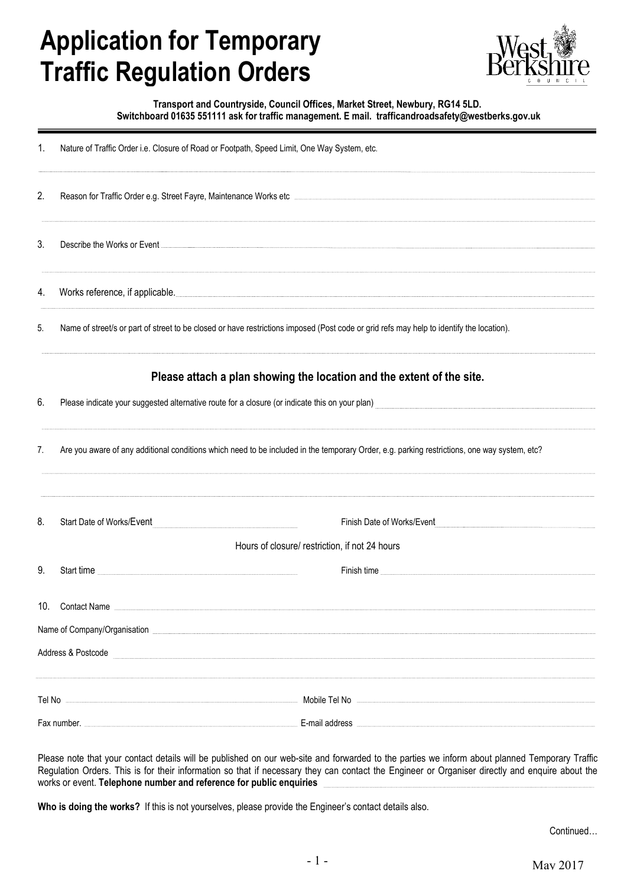# Application for Temporary Traffic Regulation Orders

**Transport and Countryside, Council Offices, Market Street, Newbury, RG14 5LD.**
**Switchboard 01635 551111 ask for traffic management. E mail. trafficandroadsafety@westberks.gov.uk**

1. Nature of Traffic Order i.e. Closure of Road or Footpath, Speed Limit, One Way System, etc.

2. Reason for Traffic Order e.g. Street Fayre, Maintenance Works etc

3. Describe the Works or Event

4. Works reference, if applicable.

5. Name of street/s or part of street to be closed or have restrictions imposed (Post code or grid refs may help to identify the location).

**Please attach a plan showing the location and the extent of the site.**

6. Please indicate your suggested alternative route for a closure (or indicate this on your plan)

7. Are you aware of any additional conditions which need to be included in the temporary Order, e.g. parking restrictions, one way system, etc?

8. Start Date of Works/Event                Finish Date of Works/Event

Hours of closure/ restriction, if not 24 hours

9. Start time                Finish time

10. Contact Name

Name of Company/Organisation

Address & Postcode

Tel No                Mobile Tel No

Fax number.                E-mail address

Please note that your contact details will be published on our web-site and forwarded to the parties we inform about planned Temporary Traffic Regulation Orders. This is for their information so that if necessary they can contact the Engineer or Organiser directly and enquire about the works or event. **Telephone number and reference for public enquiries**

**Who is doing the works?** If this is not yourselves, please provide the Engineer's contact details also.

Continued…

May 2017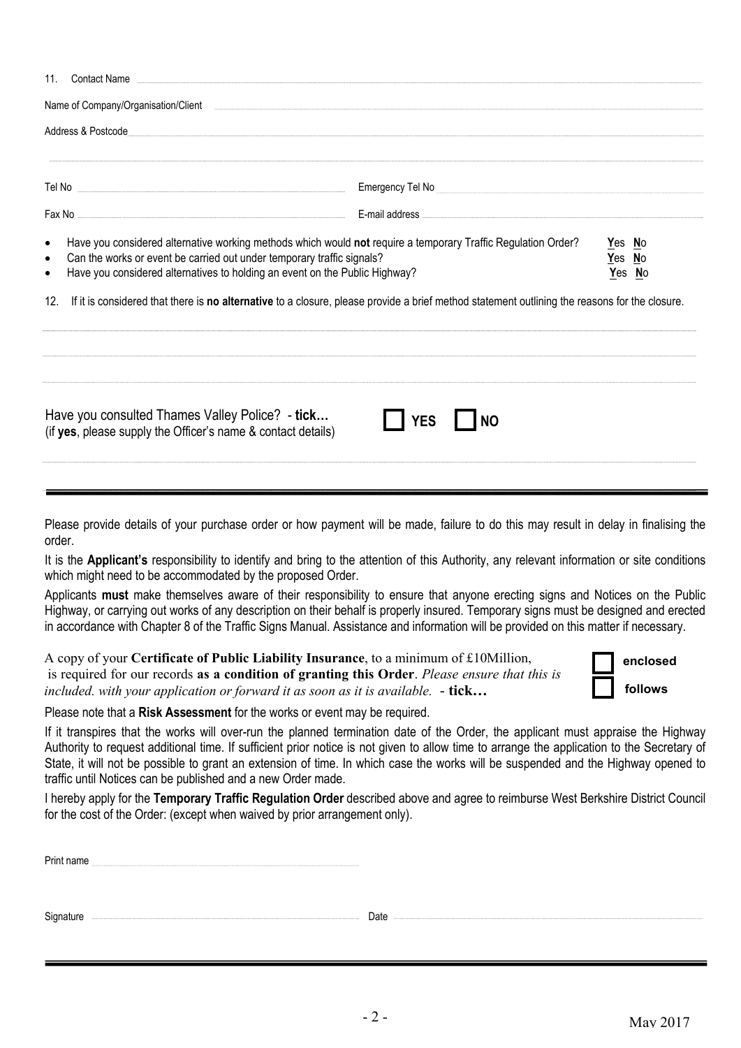11. Contact Name

Name of Company/Organisation/Client

Address & Postcode

Tel No Emergency Tel No

Fax No E-mail address

- Have you considered alternative working methods which would **not** require a temporary Traffic Regulation Order? Yes No
- Can the works or event be carried out under temporary traffic signals? Yes No
- Have you considered alternatives to holding an event on the Public Highway? Yes No

12. If it is considered that there is **no alternative** to a closure, please provide a brief method statement outlining the reasons for the closure.

Have you consulted Thames Valley Police? - **tick…**
(if **yes**, please supply the Officer's name & contact details)

☐ **YES** ☐ **NO**

---

Please provide details of your purchase order or how payment will be made, failure to do this may result in delay in finalising the order.

It is the **Applicant's** responsibility to identify and bring to the attention of this Authority, any relevant information or site conditions which might need to be accommodated by the proposed Order.

Applicants **must** make themselves aware of their responsibility to ensure that anyone erecting signs and Notices on the Public Highway, or carrying out works of any description on their behalf is properly insured. Temporary signs must be designed and erected in accordance with Chapter 8 of the Traffic Signs Manual. Assistance and information will be provided on this matter if necessary.

A copy of your **Certificate of Public Liability Insurance**, to a minimum of £10Million, is required for our records **as a condition of granting this Order**. *Please ensure that this is included. with your application or forward it as soon as it is available.* - **tick…**

☐ **enclosed**
☐ **follows**

Please note that a **Risk Assessment** for the works or event may be required.

If it transpires that the works will over-run the planned termination date of the Order, the applicant must appraise the Highway Authority to request additional time. If sufficient prior notice is not given to allow time to arrange the application to the Secretary of State, it will not be possible to grant an extension of time. In which case the works will be suspended and the Highway opened to traffic until Notices can be published and a new Order made.

I hereby apply for the **Temporary Traffic Regulation Order** described above and agree to reimburse West Berkshire District Council for the cost of the Order: (except when waived by prior arrangement only).

Print name

Signature Date

---

May 2017